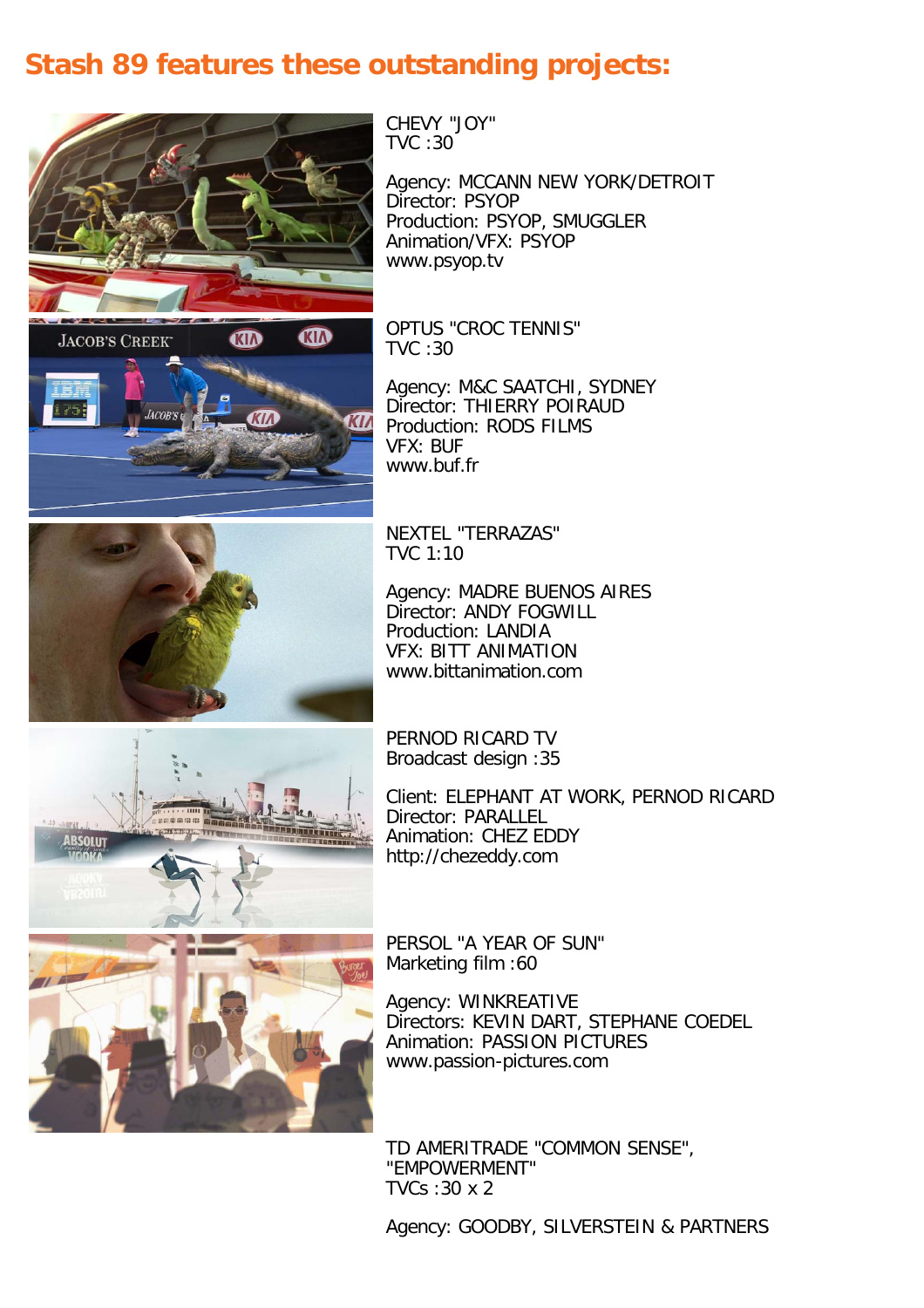# Stash 89 features these outstanding projects:

CHEVY "JOY"
TVC :30

Agency: MCCANN NEW YORK/DETROIT
Director: PSYOP
Production: PSYOP, SMUGGLER
Animation/VFX: PSYOP
www.psyop.tv

OPTUS "CROC TENNIS"
TVC :30

Agency: M&C SAATCHI, SYDNEY
Director: THIERRY POIRAUD
Production: RODS FILMS
VFX: BUF
www.buf.fr

NEXTEL "TERRAZAS"
TVC 1:10

Agency: MADRE BUENOS AIRES
Director: ANDY FOGWILL
Production: LANDIA
VFX: BITT ANIMATION
www.bittanimation.com

PERNOD RICARD TV
Broadcast design :35

Client: ELEPHANT AT WORK, PERNOD RICARD
Director: PARALLEL
Animation: CHEZ EDDY
http://chezeddy.com

PERSOL "A YEAR OF SUN"
Marketing film :60

Agency: WINKREATIVE
Directors: KEVIN DART, STEPHANE COEDEL
Animation: PASSION PICTURES
www.passion-pictures.com

TD AMERITRADE "COMMON SENSE", "EMPOWERMENT"
TVCs :30 x 2

Agency: GOODBY, SILVERSTEIN & PARTNERS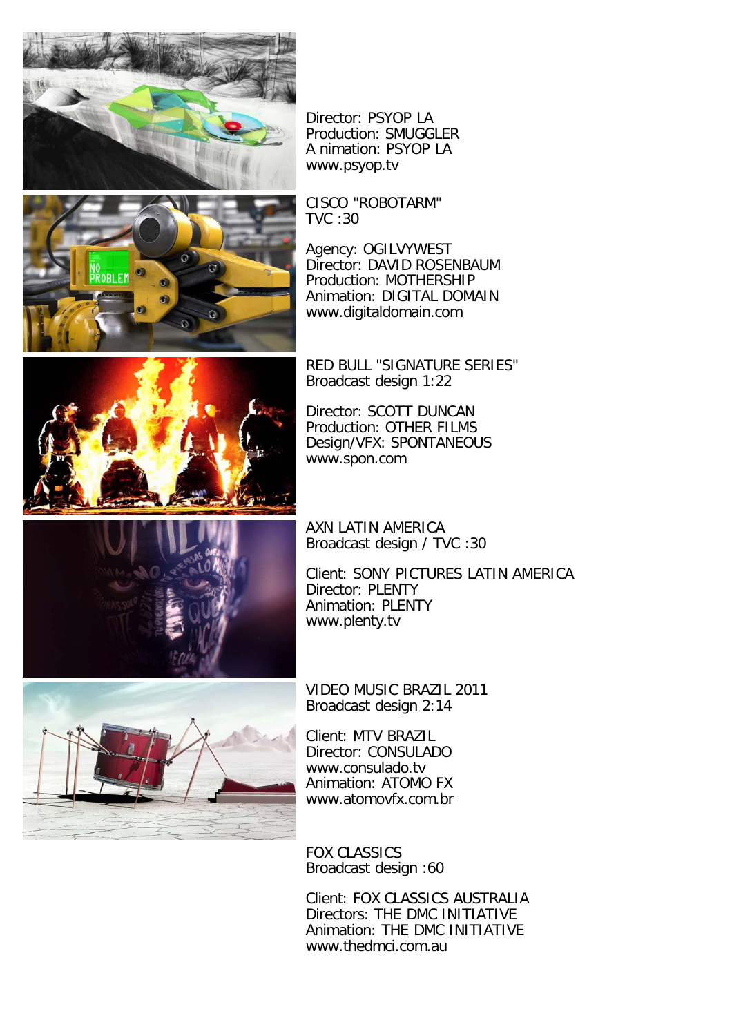Director: PSYOP LA
Production: SMUGGLER
A nimation: PSYOP LA
www.psyop.tv

CISCO "ROBOTARM"
TVC :30

Agency: OGILVYWEST
Director: DAVID ROSENBAUM
Production: MOTHERSHIP
Animation: DIGITAL DOMAIN
www.digitaldomain.com

RED BULL "SIGNATURE SERIES"
Broadcast design 1:22

Director: SCOTT DUNCAN
Production: OTHER FILMS
Design/VFX: SPONTANEOUS
www.spon.com

AXN LATIN AMERICA
Broadcast design / TVC :30

Client: SONY PICTURES LATIN AMERICA
Director: PLENTY
Animation: PLENTY
www.plenty.tv

VIDEO MUSIC BRAZIL 2011
Broadcast design 2:14

Client: MTV BRAZIL
Director: CONSULADO
www.consulado.tv
Animation: ATOMO FX
www.atomovfx.com.br

FOX CLASSICS
Broadcast design :60

Client: FOX CLASSICS AUSTRALIA
Directors: THE DMC INITIATIVE
Animation: THE DMC INITIATIVE
www.thedmci.com.au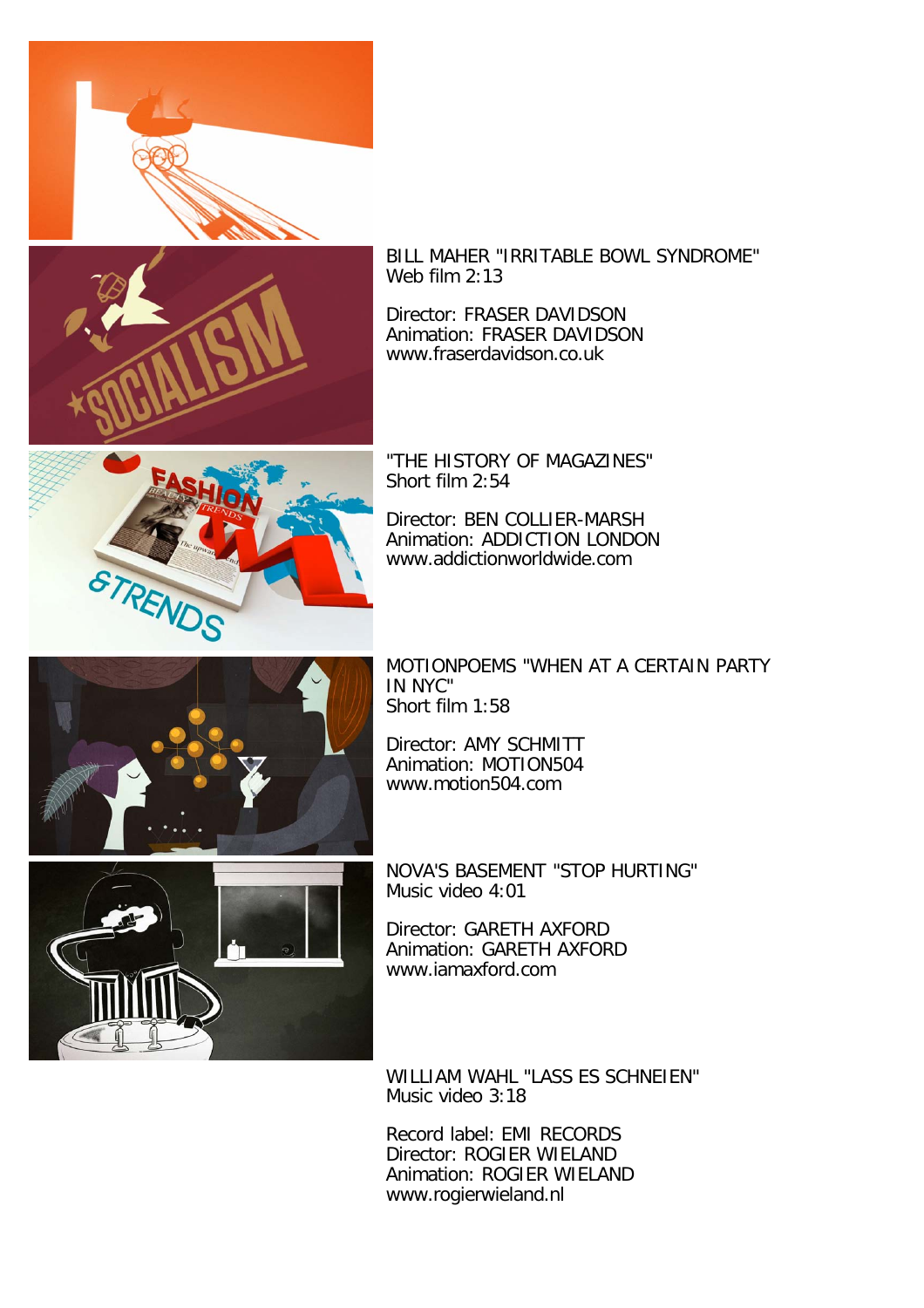BILL MAHER "IRRITABLE BOWL SYNDROME"
Web film 2:13

Director: FRASER DAVIDSON
Animation: FRASER DAVIDSON
www.fraserdavidson.co.uk

"THE HISTORY OF MAGAZINES"
Short film 2:54

Director: BEN COLLIER-MARSH
Animation: ADDICTION LONDON
www.addictionworldwide.com

MOTIONPOEMS "WHEN AT A CERTAIN PARTY IN NYC"
Short film 1:58

Director: AMY SCHMITT
Animation: MOTION504
www.motion504.com

NOVA'S BASEMENT "STOP HURTING"
Music video 4:01

Director: GARETH AXFORD
Animation: GARETH AXFORD
www.iamaxford.com

WILLIAM WAHL "LASS ES SCHNEIEN"
Music video 3:18

Record label: EMI RECORDS
Director: ROGIER WIELAND
Animation: ROGIER WIELAND
www.rogierwieland.nl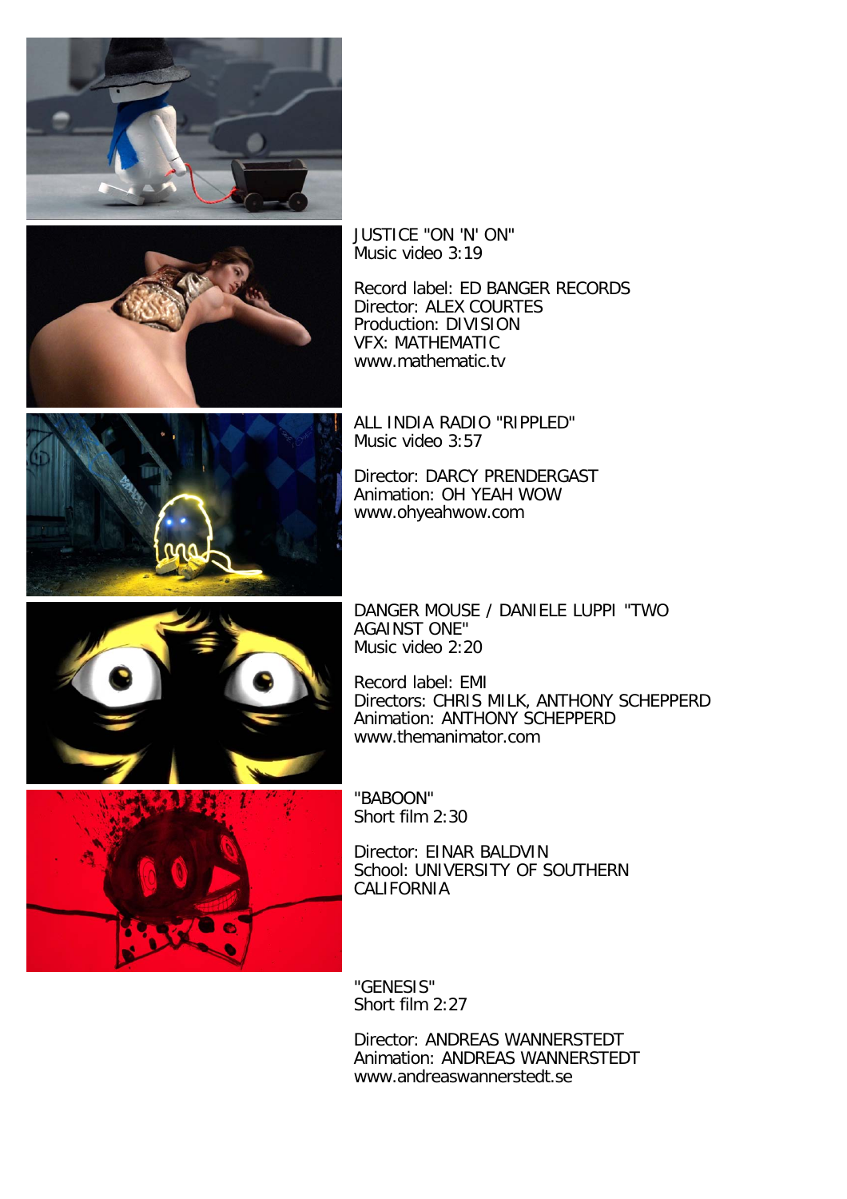JUSTICE "ON 'N' ON"
Music video 3:19

Record label: ED BANGER RECORDS
Director: ALEX COURTES
Production: DIVISION
VFX: MATHEMATIC
www.mathematic.tv

ALL INDIA RADIO "RIPPLED"
Music video 3:57

Director: DARCY PRENDERGAST
Animation: OH YEAH WOW
www.ohyeahwow.com

DANGER MOUSE / DANIELE LUPPI "TWO AGAINST ONE"
Music video 2:20

Record label: EMI
Directors: CHRIS MILK, ANTHONY SCHEPPERD
Animation: ANTHONY SCHEPPERD
www.themanimator.com

"BABOON"
Short film 2:30

Director: EINAR BALDVIN
School: UNIVERSITY OF SOUTHERN CALIFORNIA

"GENESIS"
Short film 2:27

Director: ANDREAS WANNERSTEDT
Animation: ANDREAS WANNERSTEDT
www.andreaswannerstedt.se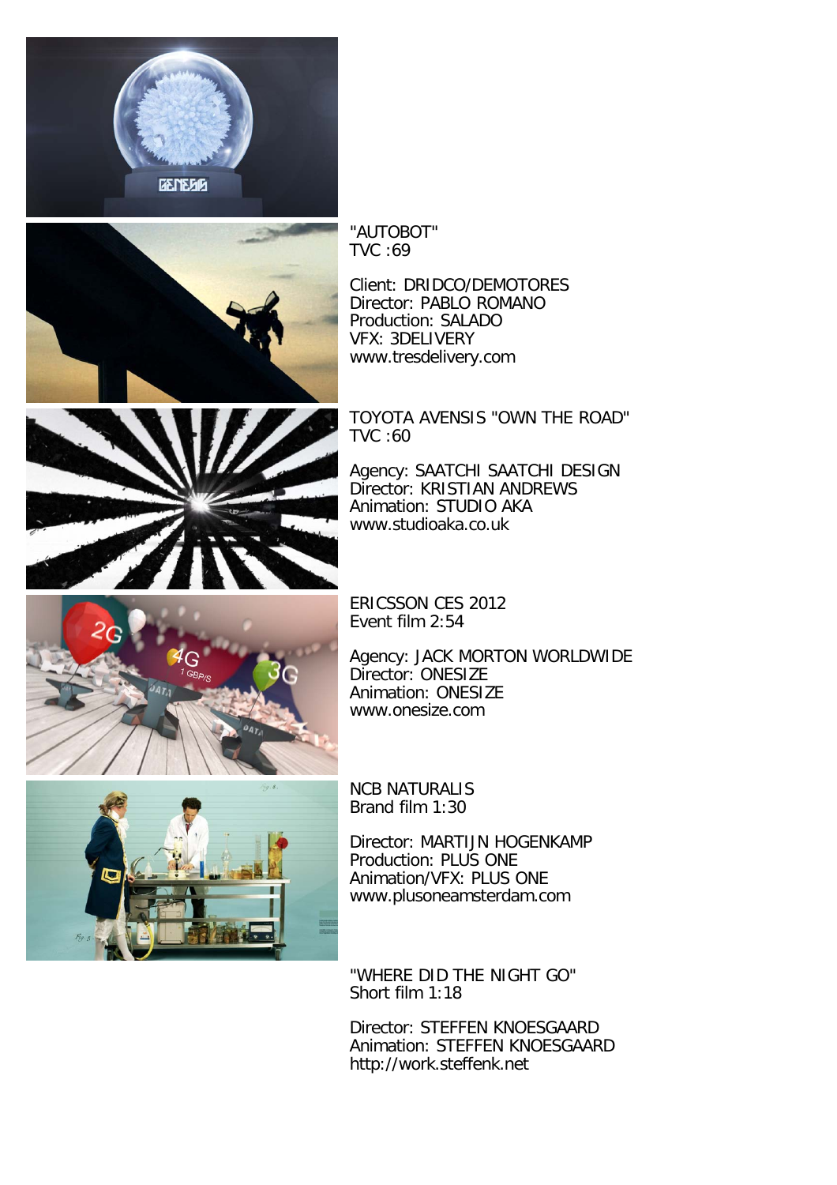"AUTOBOT"
TVC :69

Client: DRIDCO/DEMOTORES
Director: PABLO ROMANO
Production: SALADO
VFX: 3DELIVERY
www.tresdelivery.com

TOYOTA AVENSIS "OWN THE ROAD"
TVC :60

Agency: SAATCHI SAATCHI DESIGN
Director: KRISTIAN ANDREWS
Animation: STUDIO AKA
www.studioaka.co.uk

ERICSSON CES 2012
Event film 2:54

Agency: JACK MORTON WORLDWIDE
Director: ONESIZE
Animation: ONESIZE
www.onesize.com

NCB NATURALIS
Brand film 1:30

Director: MARTIJN HOGENKAMP
Production: PLUS ONE
Animation/VFX: PLUS ONE
www.plusoneamsterdam.com

"WHERE DID THE NIGHT GO"
Short film 1:18

Director: STEFFEN KNOESGAARD
Animation: STEFFEN KNOESGAARD
http://work.steffenk.net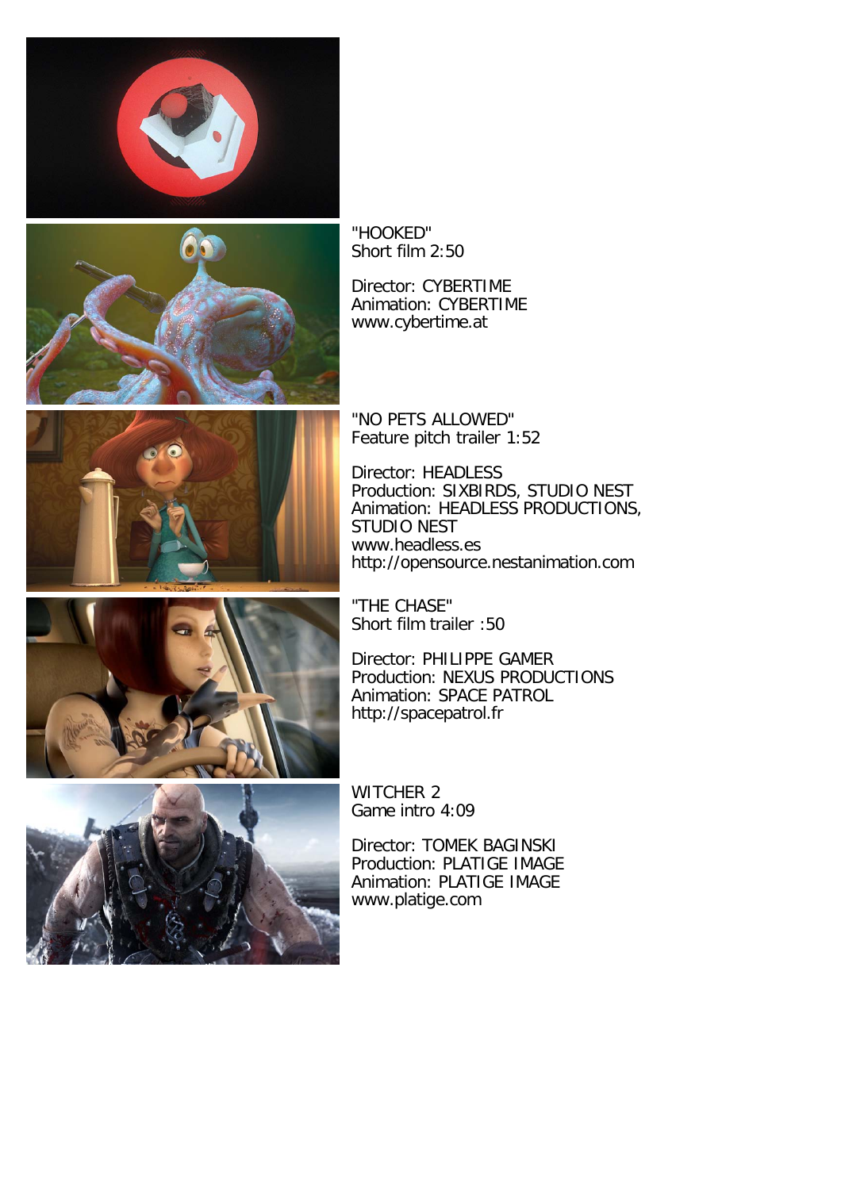"HOOKED"
Short film 2:50

Director: CYBERTIME
Animation: CYBERTIME
www.cybertime.at

"NO PETS ALLOWED"
Feature pitch trailer 1:52

Director: HEADLESS
Production: SIXBIRDS, STUDIO NEST
Animation: HEADLESS PRODUCTIONS, STUDIO NEST
www.headless.es
http://opensource.nestanimation.com

"THE CHASE"
Short film trailer :50

Director: PHILIPPE GAMER
Production: NEXUS PRODUCTIONS
Animation: SPACE PATROL
http://spacepatrol.fr

WITCHER 2
Game intro 4:09

Director: TOMEK BAGINSKI
Production: PLATIGE IMAGE
Animation: PLATIGE IMAGE
www.platige.com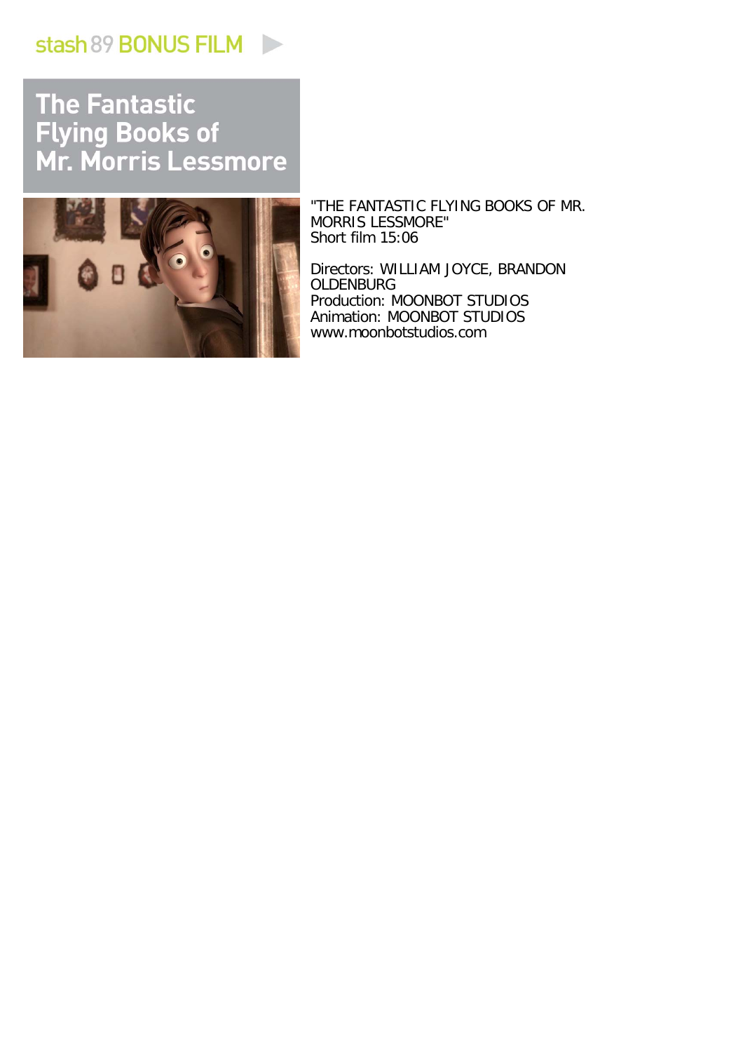stash 89 BONUS FILM

# The Fantastic Flying Books of Mr. Morris Lessmore

"THE FANTASTIC FLYING BOOKS OF MR. MORRIS LESSMORE"
Short film 15:06

Directors: WILLIAM JOYCE, BRANDON OLDENBURG
Production: MOONBOT STUDIOS
Animation: MOONBOT STUDIOS
www.moonbotstudios.com